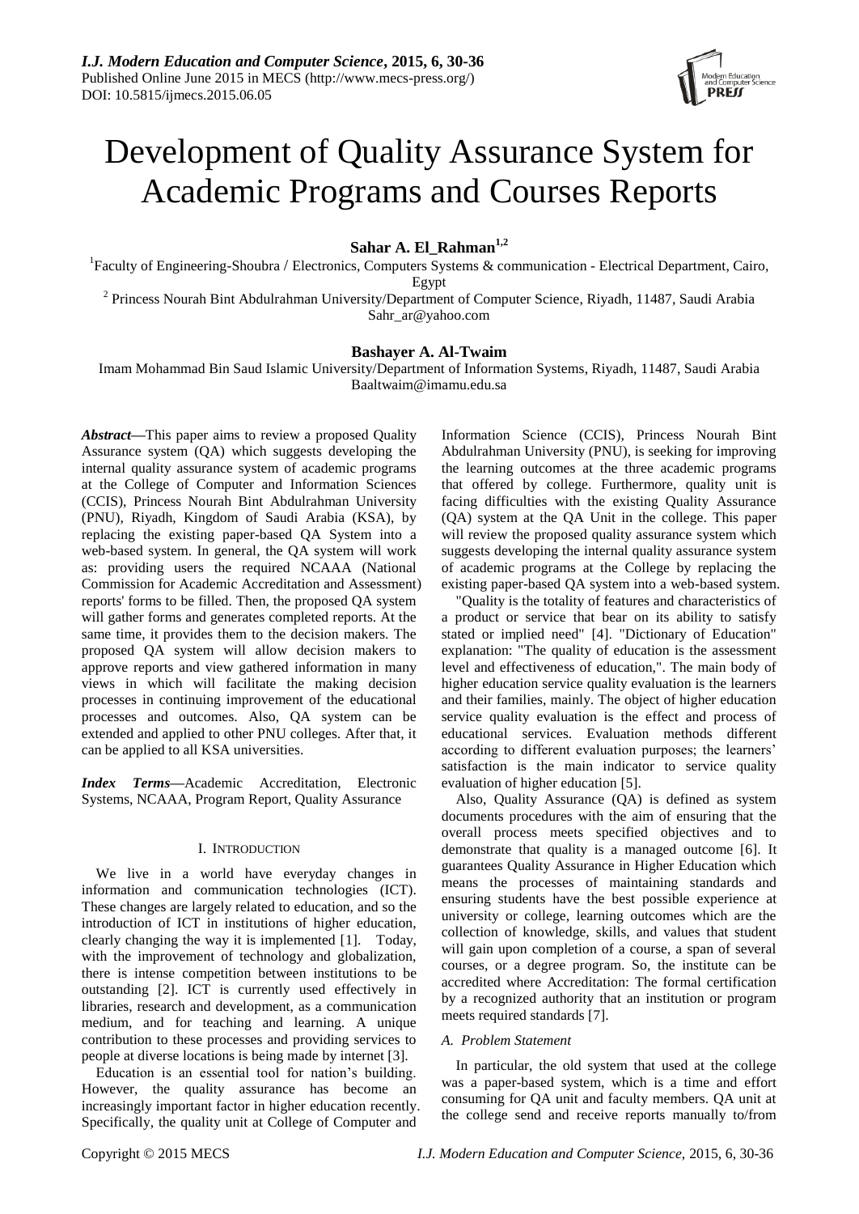# Development of Quality Assurance System for Academic Programs and Courses Reports

**Sahar A. El_Rahman[1,2]**

[1]Faculty of Engineering-Shoubra / Electronics, Computers Systems & communication - Electrical Department, Cairo, Egypt

[2] Princess Nourah Bint Abdulrahman University/Department of Computer Science, Riyadh, 11487, Saudi Arabia

Sahr_ar@yahoo.com

**Bashayer A. Al-Twaim**

Imam Mohammad Bin Saud Islamic University/Department of Information Systems, Riyadh, 11487, Saudi Arabia

Baaltwaim@imamu.edu.sa

***Abstract*****—**This paper aims to review a proposed Quality Assurance system (QA) which suggests developing the internal quality assurance system of academic programs at the College of Computer and Information Sciences (CCIS), Princess Nourah Bint Abdulrahman University (PNU), Riyadh, Kingdom of Saudi Arabia (KSA), by replacing the existing paper-based QA System into a web-based system. In general, the QA system will work as: providing users the required NCAAA (National Commission for Academic Accreditation and Assessment) reports' forms to be filled. Then, the proposed QA system will gather forms and generates completed reports. At the same time, it provides them to the decision makers. The proposed QA system will allow decision makers to approve reports and view gathered information in many views in which will facilitate the making decision processes in continuing improvement of the educational processes and outcomes. Also, QA system can be extended and applied to other PNU colleges. After that, it can be applied to all KSA universities.

***Index Terms*****—**Academic Accreditation, Electronic Systems, NCAAA, Program Report, Quality Assurance

## I. INTRODUCTION

We live in a world have everyday changes in information and communication technologies (ICT). These changes are largely related to education, and so the introduction of ICT in institutions of higher education, clearly changing the way it is implemented [1]. Today, with the improvement of technology and globalization, there is intense competition between institutions to be outstanding [2]. ICT is currently used effectively in libraries, research and development, as a communication medium, and for teaching and learning. A unique contribution to these processes and providing services to people at diverse locations is being made by internet [3].

Education is an essential tool for nation's building. However, the quality assurance has become an increasingly important factor in higher education recently. Specifically, the quality unit at College of Computer and Information Science (CCIS), Princess Nourah Bint Abdulrahman University (PNU), is seeking for improving the learning outcomes at the three academic programs that offered by college. Furthermore, quality unit is facing difficulties with the existing Quality Assurance (QA) system at the QA Unit in the college. This paper will review the proposed quality assurance system which suggests developing the internal quality assurance system of academic programs at the College by replacing the existing paper-based QA system into a web-based system.

"Quality is the totality of features and characteristics of a product or service that bear on its ability to satisfy stated or implied need" [4]. "Dictionary of Education" explanation: "The quality of education is the assessment level and effectiveness of education,". The main body of higher education service quality evaluation is the learners and their families, mainly. The object of higher education service quality evaluation is the effect and process of educational services. Evaluation methods different according to different evaluation purposes; the learners' satisfaction is the main indicator to service quality evaluation of higher education [5].

Also, Quality Assurance (QA) is defined as system documents procedures with the aim of ensuring that the overall process meets specified objectives and to demonstrate that quality is a managed outcome [6]. It guarantees Quality Assurance in Higher Education which means the processes of maintaining standards and ensuring students have the best possible experience at university or college, learning outcomes which are the collection of knowledge, skills, and values that student will gain upon completion of a course, a span of several courses, or a degree program. So, the institute can be accredited where Accreditation: The formal certification by a recognized authority that an institution or program meets required standards [7].

### A. Problem Statement

In particular, the old system that used at the college was a paper-based system, which is a time and effort consuming for QA unit and faculty members. QA unit at the college send and receive reports manually to/from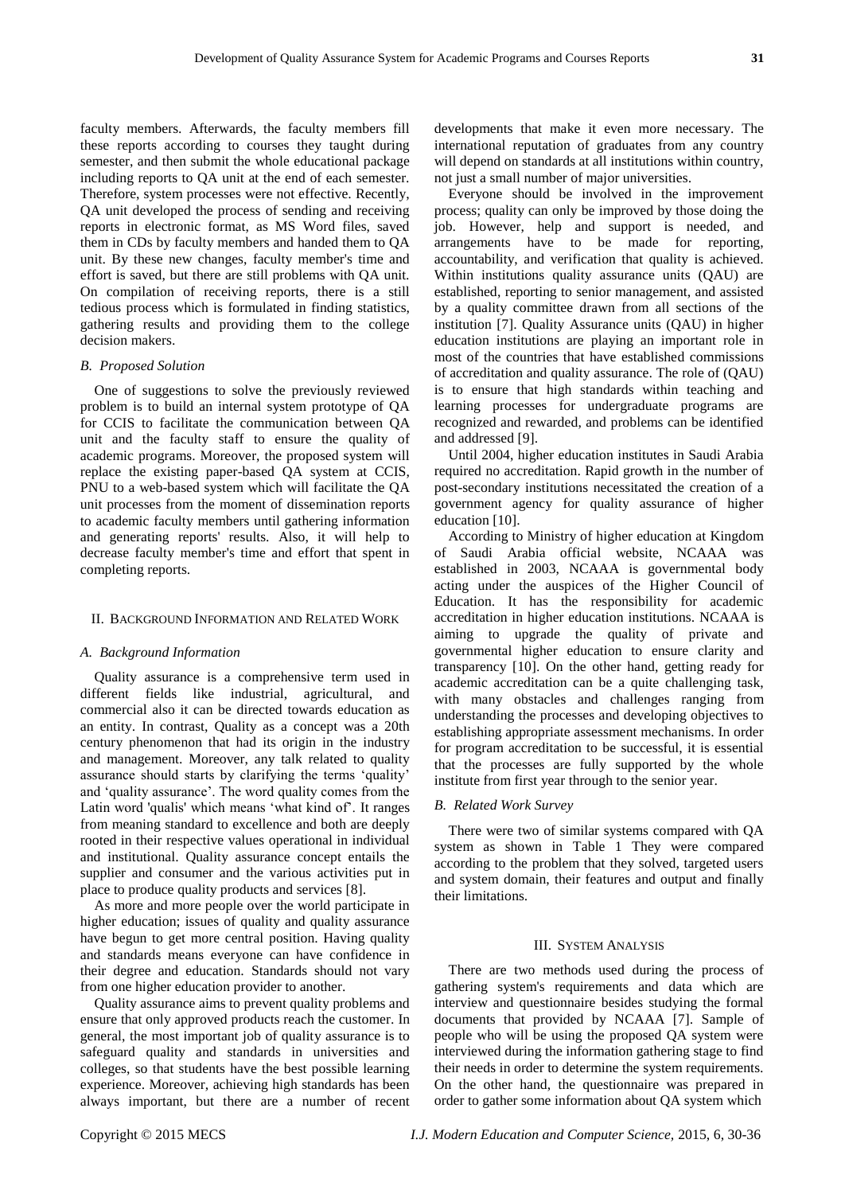faculty members. Afterwards, the faculty members fill these reports according to courses they taught during semester, and then submit the whole educational package including reports to QA unit at the end of each semester. Therefore, system processes were not effective. Recently, QA unit developed the process of sending and receiving reports in electronic format, as MS Word files, saved them in CDs by faculty members and handed them to QA unit. By these new changes, faculty member's time and effort is saved, but there are still problems with QA unit. On compilation of receiving reports, there is a still tedious process which is formulated in finding statistics, gathering results and providing them to the college decision makers.

### *B. Proposed Solution*

One of suggestions to solve the previously reviewed problem is to build an internal system prototype of QA for CCIS to facilitate the communication between QA unit and the faculty staff to ensure the quality of academic programs. Moreover, the proposed system will replace the existing paper-based QA system at CCIS, PNU to a web-based system which will facilitate the QA unit processes from the moment of dissemination reports to academic faculty members until gathering information and generating reports' results. Also, it will help to decrease faculty member's time and effort that spent in completing reports.

## II. Background Information and Related Work

### *A. Background Information*

Quality assurance is a comprehensive term used in different fields like industrial, agricultural, and commercial also it can be directed towards education as an entity. In contrast, Quality as a concept was a 20th century phenomenon that had its origin in the industry and management. Moreover, any talk related to quality assurance should starts by clarifying the terms 'quality' and 'quality assurance'. The word quality comes from the Latin word 'qualis' which means 'what kind of'. It ranges from meaning standard to excellence and both are deeply rooted in their respective values operational in individual and institutional. Quality assurance concept entails the supplier and consumer and the various activities put in place to produce quality products and services [8].

As more and more people over the world participate in higher education; issues of quality and quality assurance have begun to get more central position. Having quality and standards means everyone can have confidence in their degree and education. Standards should not vary from one higher education provider to another.

Quality assurance aims to prevent quality problems and ensure that only approved products reach the customer. In general, the most important job of quality assurance is to safeguard quality and standards in universities and colleges, so that students have the best possible learning experience. Moreover, achieving high standards has been always important, but there are a number of recent developments that make it even more necessary. The international reputation of graduates from any country will depend on standards at all institutions within country, not just a small number of major universities.

Everyone should be involved in the improvement process; quality can only be improved by those doing the job. However, help and support is needed, and arrangements have to be made for reporting, accountability, and verification that quality is achieved. Within institutions quality assurance units (QAU) are established, reporting to senior management, and assisted by a quality committee drawn from all sections of the institution [7]. Quality Assurance units (QAU) in higher education institutions are playing an important role in most of the countries that have established commissions of accreditation and quality assurance. The role of (QAU) is to ensure that high standards within teaching and learning processes for undergraduate programs are recognized and rewarded, and problems can be identified and addressed [9].

Until 2004, higher education institutes in Saudi Arabia required no accreditation. Rapid growth in the number of post-secondary institutions necessitated the creation of a government agency for quality assurance of higher education [10].

According to Ministry of higher education at Kingdom of Saudi Arabia official website, NCAAA was established in 2003, NCAAA is governmental body acting under the auspices of the Higher Council of Education. It has the responsibility for academic accreditation in higher education institutions. NCAAA is aiming to upgrade the quality of private and governmental higher education to ensure clarity and transparency [10]. On the other hand, getting ready for academic accreditation can be a quite challenging task, with many obstacles and challenges ranging from understanding the processes and developing objectives to establishing appropriate assessment mechanisms. In order for program accreditation to be successful, it is essential that the processes are fully supported by the whole institute from first year through to the senior year.

### *B. Related Work Survey*

There were two of similar systems compared with QA system as shown in Table 1 They were compared according to the problem that they solved, targeted users and system domain, their features and output and finally their limitations.

## III. System Analysis

There are two methods used during the process of gathering system's requirements and data which are interview and questionnaire besides studying the formal documents that provided by NCAAA [7]. Sample of people who will be using the proposed QA system were interviewed during the information gathering stage to find their needs in order to determine the system requirements. On the other hand, the questionnaire was prepared in order to gather some information about QA system which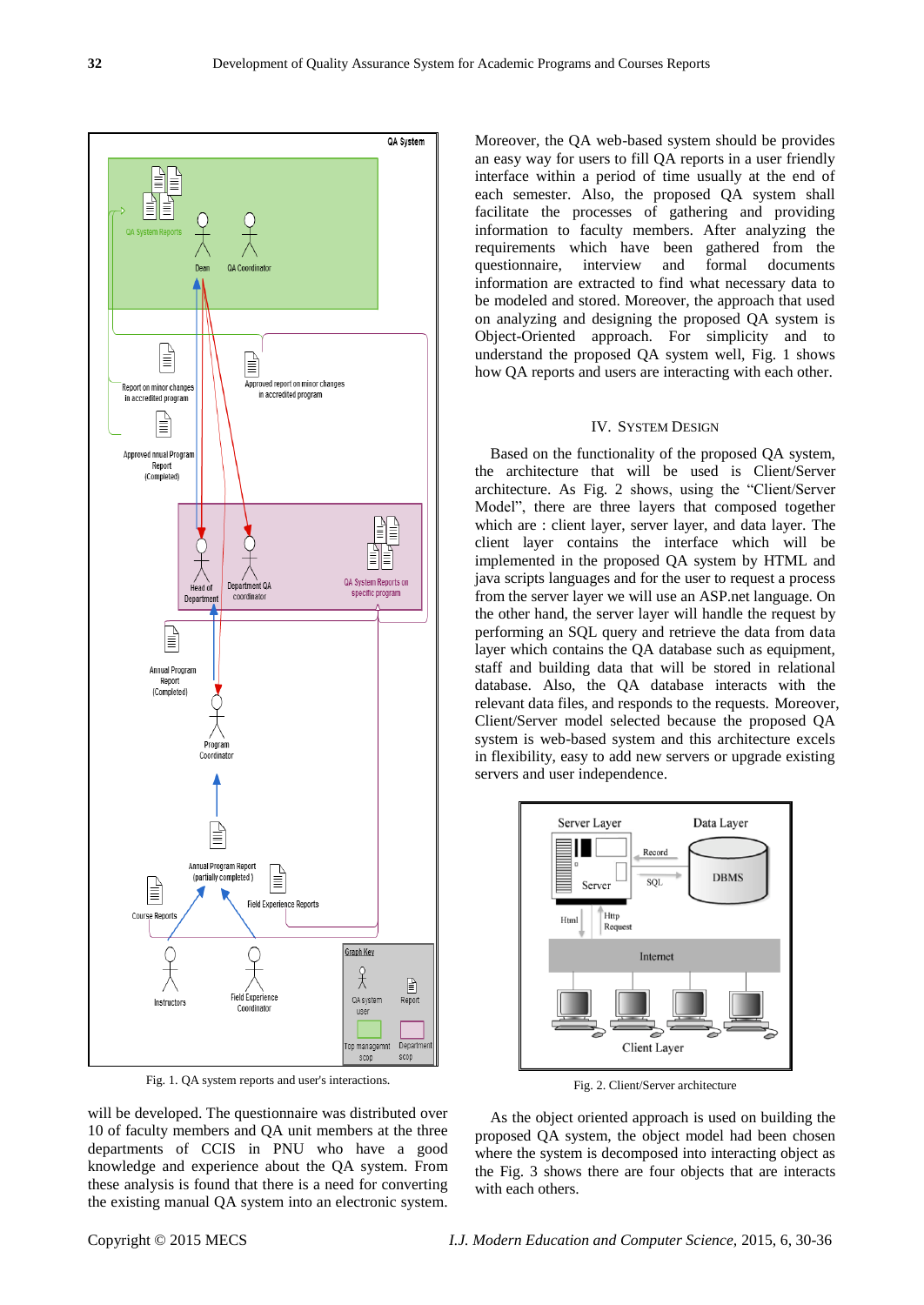Fig. 1. QA system reports and user's interactions.

will be developed. The questionnaire was distributed over 10 of faculty members and QA unit members at the three departments of CCIS in PNU who have a good knowledge and experience about the QA system. From these analysis is found that there is a need for converting the existing manual QA system into an electronic system.

Moreover, the QA web-based system should be provides an easy way for users to fill QA reports in a user friendly interface within a period of time usually at the end of each semester. Also, the proposed QA system shall facilitate the processes of gathering and providing information to faculty members. After analyzing the requirements which have been gathered from the questionnaire, interview and formal documents information are extracted to find what necessary data to be modeled and stored. Moreover, the approach that used on analyzing and designing the proposed QA system is Object-Oriented approach. For simplicity and to understand the proposed QA system well, Fig. 1 shows how QA reports and users are interacting with each other.

## IV. System Design

Based on the functionality of the proposed QA system, the architecture that will be used is Client/Server architecture. As Fig. 2 shows, using the "Client/Server Model", there are three layers that composed together which are : client layer, server layer, and data layer. The client layer contains the interface which will be implemented in the proposed QA system by HTML and java scripts languages and for the user to request a process from the server layer we will use an ASP.net language. On the other hand, the server layer will handle the request by performing an SQL query and retrieve the data from data layer which contains the QA database such as equipment, staff and building data that will be stored in relational database. Also, the QA database interacts with the relevant data files, and responds to the requests. Moreover, Client/Server model selected because the proposed QA system is web-based system and this architecture excels in flexibility, easy to add new servers or upgrade existing servers and user independence.

Fig. 2. Client/Server architecture

As the object oriented approach is used on building the proposed QA system, the object model had been chosen where the system is decomposed into interacting object as the Fig. 3 shows there are four objects that are interacts with each others.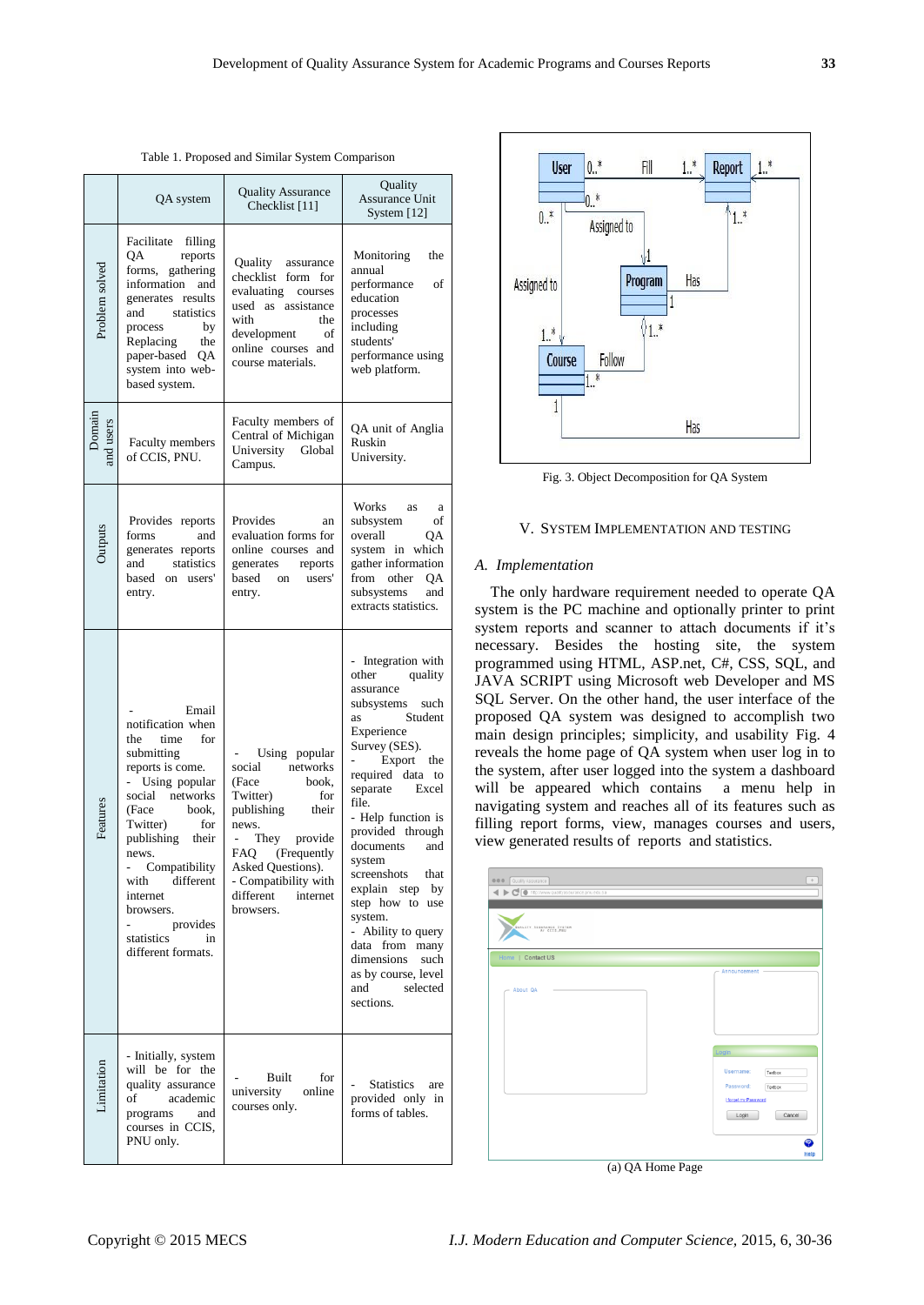Table 1. Proposed and Similar System Comparison

| | QA system | Quality Assurance Checklist [11] | Quality Assurance Unit System [12] |
|---|---|---|---|
| Problem solved | Facilitate filling QA reports forms, gathering information and generates results and statistics process by Replacing the paper-based QA system into web-based system. | Quality assurance checklist form for evaluating courses used as assistance with the development of online courses and course materials. | Monitoring the annual performance of education processes including students' performance using web platform. |
| Domain and users | Faculty members of CCIS, PNU. | Faculty members of Central of Michigan University Global Campus. | QA unit of Anglia Ruskin University. |
| Outputs | Provides reports forms and generates reports and statistics based on users' entry. | Provides an evaluation forms for online courses and generates reports based on users' entry. | Works as a subsystem of overall QA system in which gather information from other QA subsystems and extracts statistics. |
| Features | - Email notification when the time for submitting reports is come.<br>- Using popular social networks (Face book, Twitter) for publishing their news.<br>- Compatibility with different internet browsers.<br>- provides statistics in different formats. | - Using popular social networks (Face book, Twitter) for publishing their news.<br>- They provide FAQ (Frequently Asked Questions).<br>- Compatibility with different internet browsers. | - Integration with other quality assurance subsystems such as Student Experience Survey (SES).<br>- Export the required data to separate Excel file.<br>- Help function is provided through documents and system screenshots that explain step by step how to use system.<br>- Ability to query data from many dimensions such as by course, level and selected sections. |
| Limitation | - Initially, system will be for the quality assurance of academic programs and courses in CCIS, PNU only. | - Built for university online courses only. | - Statistics are provided only in forms of tables. |

Fig. 3. Object Decomposition for QA System

## V. System Implementation and Testing

### A. Implementation

The only hardware requirement needed to operate QA system is the PC machine and optionally printer to print system reports and scanner to attach documents if it's necessary. Besides the hosting site, the system programmed using HTML, ASP.net, C#, CSS, SQL, and JAVA SCRIPT using Microsoft web Developer and MS SQL Server. On the other hand, the user interface of the proposed QA system was designed to accomplish two main design principles; simplicity, and usability Fig. 4 reveals the home page of QA system when user log in to the system, after user logged into the system a dashboard will be appeared which contains a menu help in navigating system and reaches all of its features such as filling report forms, view, manages courses and users, view generated results of reports and statistics.

(a) QA Home Page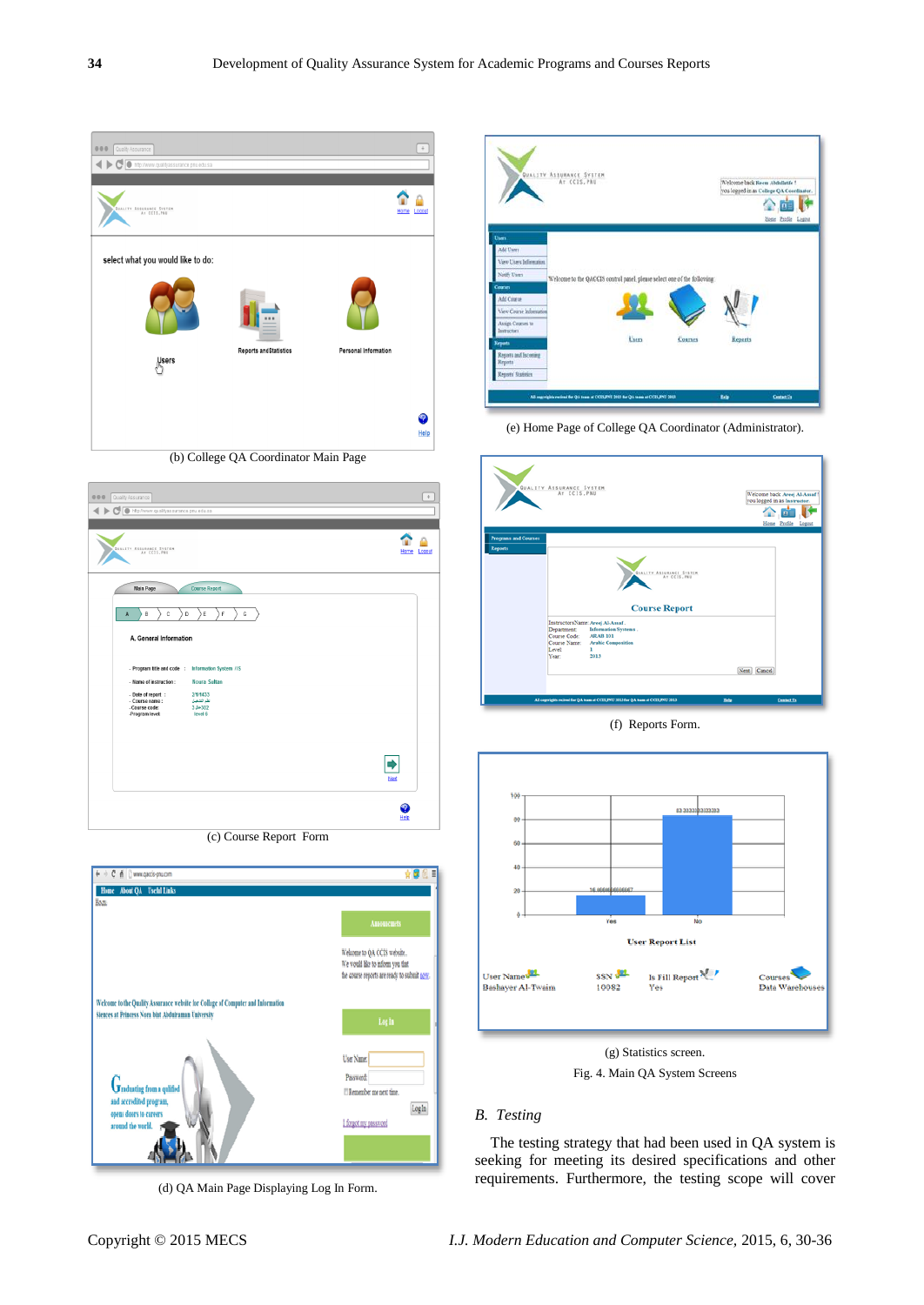(b) College QA Coordinator Main Page

(c) Course Report Form

(d) QA Main Page Displaying Log In Form.

(e) Home Page of College QA Coordinator (Administrator).

(f) Reports Form.

(g) Statistics screen.

Fig. 4. Main QA System Screens

## *B. Testing*

The testing strategy that had been used in QA system is seeking for meeting its desired specifications and other requirements. Furthermore, the testing scope will cover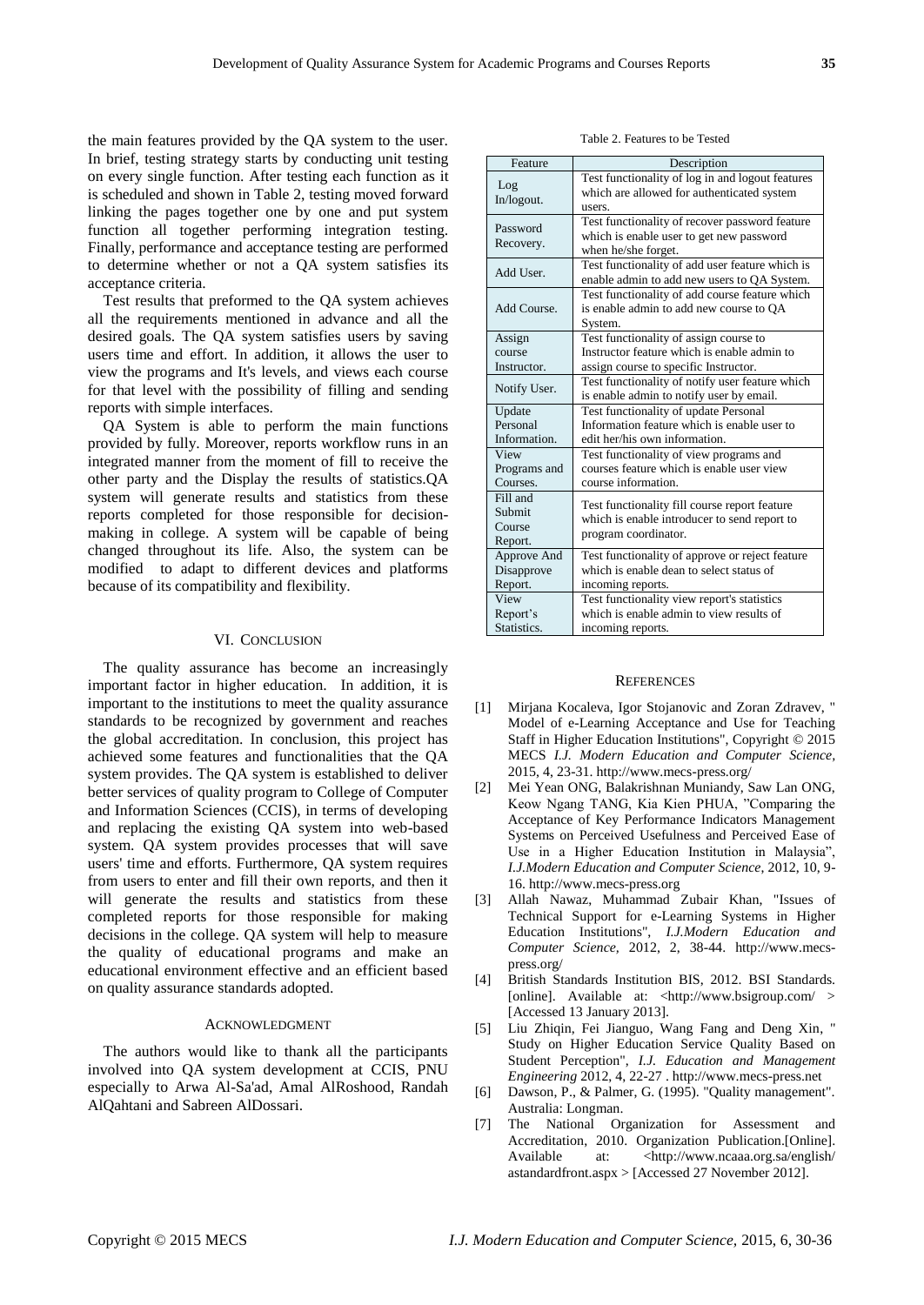the main features provided by the QA system to the user. In brief, testing strategy starts by conducting unit testing on every single function. After testing each function as it is scheduled and shown in Table 2, testing moved forward linking the pages together one by one and put system function all together performing integration testing. Finally, performance and acceptance testing are performed to determine whether or not a QA system satisfies its acceptance criteria.

Test results that preformed to the QA system achieves all the requirements mentioned in advance and all the desired goals. The QA system satisfies users by saving users time and effort. In addition, it allows the user to view the programs and It's levels, and views each course for that level with the possibility of filling and sending reports with simple interfaces.

QA System is able to perform the main functions provided by fully. Moreover, reports workflow runs in an integrated manner from the moment of fill to receive the other party and the Display the results of statistics.QA system will generate results and statistics from these reports completed for those responsible for decision-making in college. A system will be capable of being changed throughout its life. Also, the system can be modified to adapt to different devices and platforms because of its compatibility and flexibility.

Table 2. Features to be Tested

| Feature | Description |
|---|---|
| Log In/logout. | Test functionality of log in and logout features which are allowed for authenticated system users. |
| Password Recovery. | Test functionality of recover password feature which is enable user to get new password when he/she forget. |
| Add User. | Test functionality of add user feature which is enable admin to add new users to QA System. |
| Add Course. | Test functionality of add course feature which is enable admin to add new course to QA System. |
| Assign course Instructor. | Test functionality of assign course to Instructor feature which is enable admin to assign course to specific Instructor. |
| Notify User. | Test functionality of notify user feature which is enable admin to notify user by email. |
| Update Personal Information. | Test functionality of update Personal Information feature which is enable user to edit her/his own information. |
| View Programs and Courses. | Test functionality of view programs and courses feature which is enable user view course information. |
| Fill and Submit Course Report. | Test functionality fill course report feature which is enable introducer to send report to program coordinator. |
| Approve And Disapprove Report. | Test functionality of approve or reject feature which is enable dean to select status of incoming reports. |
| View Report's Statistics. | Test functionality view report's statistics which is enable admin to view results of incoming reports. |

## VI. Conclusion

The quality assurance has become an increasingly important factor in higher education. In addition, it is important to the institutions to meet the quality assurance standards to be recognized by government and reaches the global accreditation. In conclusion, this project has achieved some features and functionalities that the QA system provides. The QA system is established to deliver better services of quality program to College of Computer and Information Sciences (CCIS), in terms of developing and replacing the existing QA system into web-based system. QA system provides processes that will save users' time and efforts. Furthermore, QA system requires from users to enter and fill their own reports, and then it will generate the results and statistics from these completed reports for those responsible for making decisions in the college. QA system will help to measure the quality of educational programs and make an educational environment effective and an efficient based on quality assurance standards adopted.

## Acknowledgment

The authors would like to thank all the participants involved into QA system development at CCIS, PNU especially to Arwa Al-Sa'ad, Amal AlRoshood, Randah AlQahtani and Sabreen AlDossari.

## References

[1] Mirjana Kocaleva, Igor Stojanovic and Zoran Zdravev, " Model of e-Learning Acceptance and Use for Teaching Staff in Higher Education Institutions", Copyright © 2015 MECS *I.J. Modern Education and Computer Science*, 2015, 4, 23-31. http://www.mecs-press.org/

[2] Mei Yean ONG, Balakrishnan Muniandy, Saw Lan ONG, Keow Ngang TANG, Kia Kien PHUA, "Comparing the Acceptance of Key Performance Indicators Management Systems on Perceived Usefulness and Perceived Ease of Use in a Higher Education Institution in Malaysia", *I.J.Modern Education and Computer Science*, 2012, 10, 9-16. http://www.mecs-press.org

[3] Allah Nawaz, Muhammad Zubair Khan, "Issues of Technical Support for e-Learning Systems in Higher Education Institutions", *I.J.Modern Education and Computer Science*, 2012, 2, 38-44. http://www.mecs-press.org/

[4] British Standards Institution BIS, 2012. BSI Standards. [online]. Available at: <http://www.bsigroup.com/ > [Accessed 13 January 2013].

[5] Liu Zhiqin, Fei Jianguo, Wang Fang and Deng Xin, " Study on Higher Education Service Quality Based on Student Perception", *I.J. Education and Management Engineering* 2012, 4, 22-27 . http://www.mecs-press.net

[6] Dawson, P., & Palmer, G. (1995). "Quality management". Australia: Longman.

[7] The National Organization for Assessment and Accreditation, 2010. Organization Publication.[Online]. Available at: <http://www.ncaaa.org.sa/english/astandardfront.aspx > [Accessed 27 November 2012].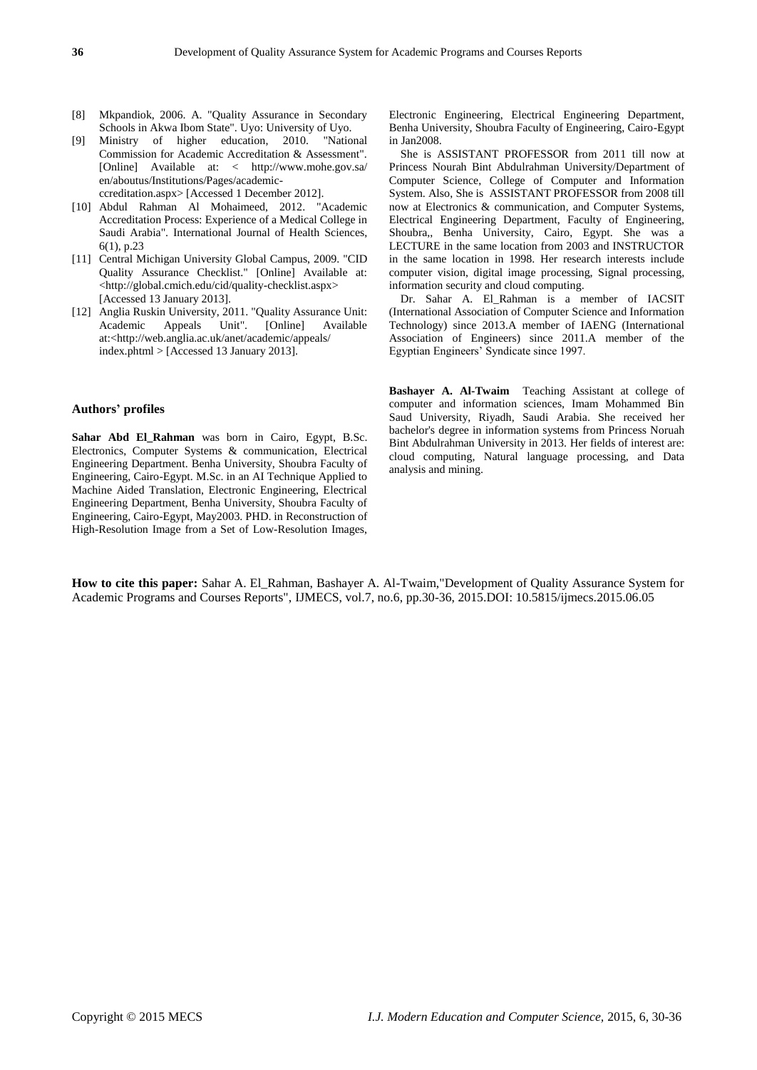[8] Mkpandiok, 2006. A. "Quality Assurance in Secondary Schools in Akwa Ibom State". Uyo: University of Uyo.

[9] Ministry of higher education, 2010. "National Commission for Academic Accreditation & Assessment". [Online] Available at: < http://www.mohe.gov.sa/en/aboutus/Institutions/Pages/academic-ccreditation.aspx> [Accessed 1 December 2012].

[10] Abdul Rahman Al Mohaimeed, 2012. "Academic Accreditation Process: Experience of a Medical College in Saudi Arabia". International Journal of Health Sciences, 6(1), p.23

[11] Central Michigan University Global Campus, 2009. "CID Quality Assurance Checklist." [Online] Available at: <http://global.cmich.edu/cid/quality-checklist.aspx> [Accessed 13 January 2013].

[12] Anglia Ruskin University, 2011. "Quality Assurance Unit: Academic Appeals Unit". [Online] Available at:<http://web.anglia.ac.uk/anet/academic/appeals/index.phtml > [Accessed 13 January 2013].

### Authors' profiles

**Sahar Abd El_Rahman** was born in Cairo, Egypt, B.Sc. Electronics, Computer Systems & communication, Electrical Engineering Department. Benha University, Shoubra Faculty of Engineering, Cairo-Egypt. M.Sc. in an AI Technique Applied to Machine Aided Translation, Electronic Engineering, Electrical Engineering Department, Benha University, Shoubra Faculty of Engineering, Cairo-Egypt, May2003. PHD. in Reconstruction of High-Resolution Image from a Set of Low-Resolution Images, Electronic Engineering, Electrical Engineering Department, Benha University, Shoubra Faculty of Engineering, Cairo-Egypt in Jan2008.

She is ASSISTANT PROFESSOR from 2011 till now at Princess Nourah Bint Abdulrahman University/Department of Computer Science, College of Computer and Information System. Also, She is ASSISTANT PROFESSOR from 2008 till now at Electronics & communication, and Computer Systems, Electrical Engineering Department, Faculty of Engineering, Shoubra,, Benha University, Cairo, Egypt. She was a LECTURE in the same location from 2003 and INSTRUCTOR in the same location in 1998. Her research interests include computer vision, digital image processing, Signal processing, information security and cloud computing.

Dr. Sahar A. El_Rahman is a member of IACSIT (International Association of Computer Science and Information Technology) since 2013.A member of IAENG (International Association of Engineers) since 2011.A member of the Egyptian Engineers' Syndicate since 1997.

**Bashayer A. Al-Twaim** Teaching Assistant at college of computer and information sciences, Imam Mohammed Bin Saud University, Riyadh, Saudi Arabia. She received her bachelor's degree in information systems from Princess Noruah Bint Abdulrahman University in 2013. Her fields of interest are: cloud computing, Natural language processing, and Data analysis and mining.

**How to cite this paper:** Sahar A. El_Rahman, Bashayer A. Al-Twaim,"Development of Quality Assurance System for Academic Programs and Courses Reports", IJMECS, vol.7, no.6, pp.30-36, 2015.DOI: 10.5815/ijmecs.2015.06.05